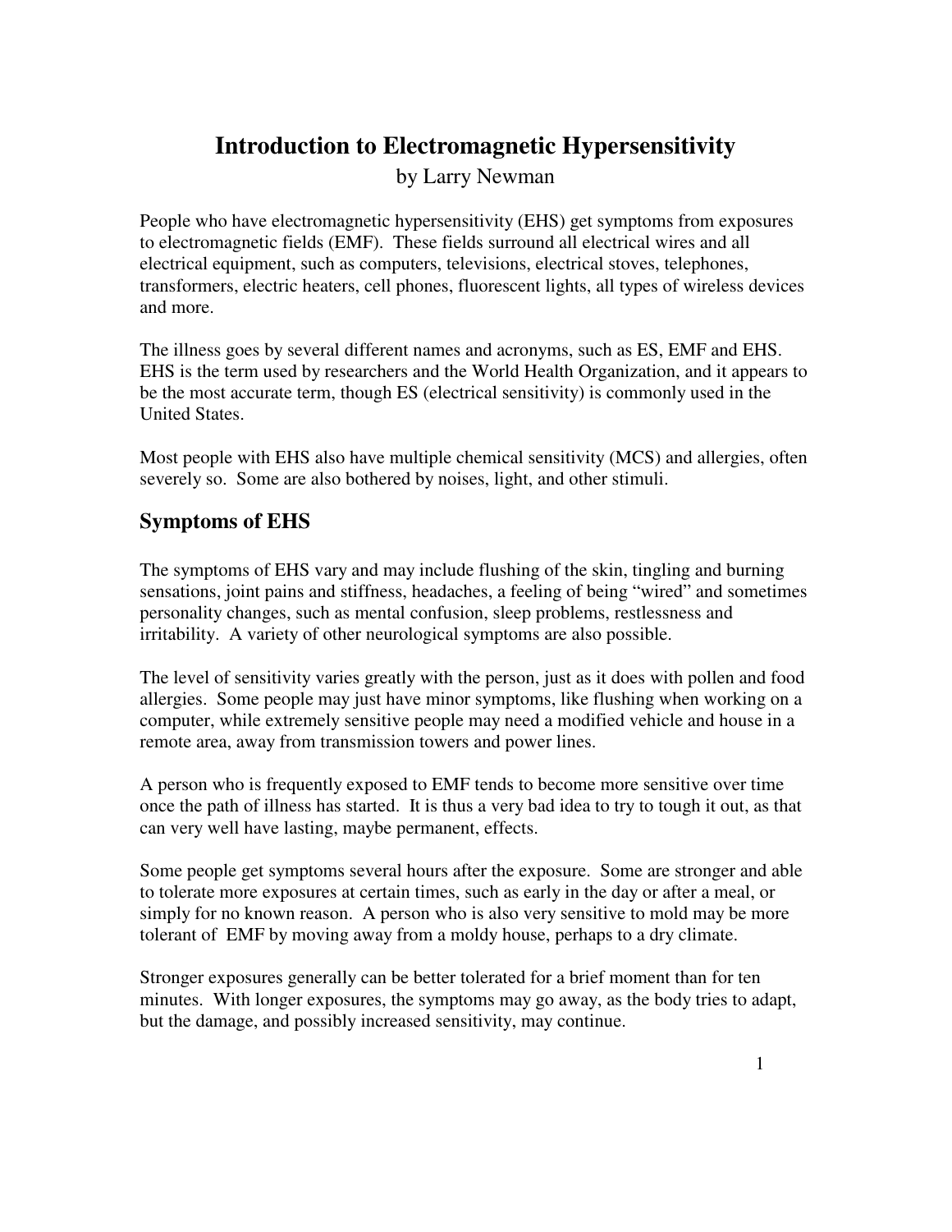# Introduction to Electromagnetic Hypersensitivity

by Larry Newman

People who have electromagnetic hypersensitivity (EHS) get symptoms from exposures to electromagnetic fields (EMF). These fields surround all electrical wires and all electrical equipment, such as computers, televisions, electrical stoves, telephones, transformers, electric heaters, cell phones, fluorescent lights, all types of wireless devices and more.

The illness goes by several different names and acronyms, such as ES, EMF and EHS. EHS is the term used by researchers and the World Health Organization, and it appears to be the most accurate term, though ES (electrical sensitivity) is commonly used in the United States.

Most people with EHS also have multiple chemical sensitivity (MCS) and allergies, often severely so. Some are also bothered by noises, light, and other stimuli.

## Symptoms of EHS

The symptoms of EHS vary and may include flushing of the skin, tingling and burning sensations, joint pains and stiffness, headaches, a feeling of being "wired" and sometimes personality changes, such as mental confusion, sleep problems, restlessness and irritability. A variety of other neurological symptoms are also possible.

The level of sensitivity varies greatly with the person, just as it does with pollen and food allergies. Some people may just have minor symptoms, like flushing when working on a computer, while extremely sensitive people may need a modified vehicle and house in a remote area, away from transmission towers and power lines.

A person who is frequently exposed to EMF tends to become more sensitive over time once the path of illness has started. It is thus a very bad idea to try to tough it out, as that can very well have lasting, maybe permanent, effects.

Some people get symptoms several hours after the exposure. Some are stronger and able to tolerate more exposures at certain times, such as early in the day or after a meal, or simply for no known reason. A person who is also very sensitive to mold may be more tolerant of EMF by moving away from a moldy house, perhaps to a dry climate.

Stronger exposures generally can be better tolerated for a brief moment than for ten minutes. With longer exposures, the symptoms may go away, as the body tries to adapt, but the damage, and possibly increased sensitivity, may continue.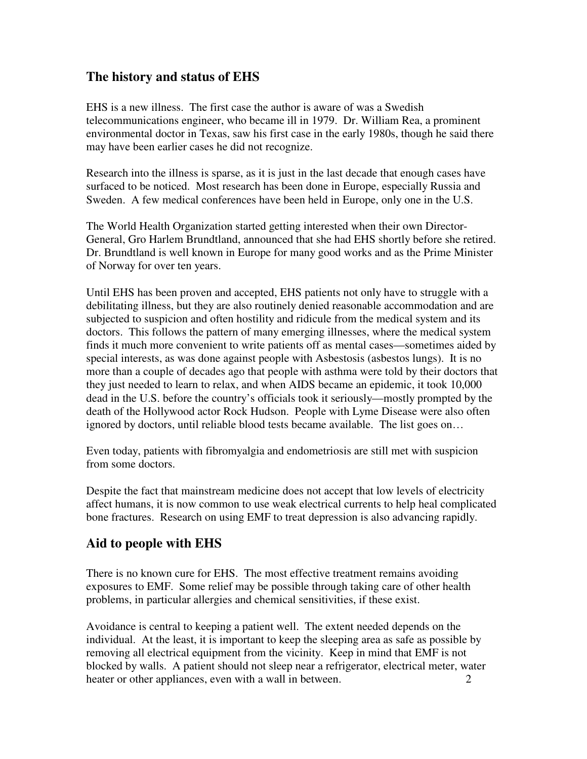## The history and status of EHS

EHS is a new illness. The first case the author is aware of was a Swedish telecommunications engineer, who became ill in 1979. Dr. William Rea, a prominent environmental doctor in Texas, saw his first case in the early 1980s, though he said there may have been earlier cases he did not recognize.

Research into the illness is sparse, as it is just in the last decade that enough cases have surfaced to be noticed. Most research has been done in Europe, especially Russia and Sweden. A few medical conferences have been held in Europe, only one in the U.S.

The World Health Organization started getting interested when their own Director-General, Gro Harlem Brundtland, announced that she had EHS shortly before she retired. Dr. Brundtland is well known in Europe for many good works and as the Prime Minister of Norway for over ten years.

Until EHS has been proven and accepted, EHS patients not only have to struggle with a debilitating illness, but they are also routinely denied reasonable accommodation and are subjected to suspicion and often hostility and ridicule from the medical system and its doctors. This follows the pattern of many emerging illnesses, where the medical system finds it much more convenient to write patients off as mental cases—sometimes aided by special interests, as was done against people with Asbestosis (asbestos lungs). It is no more than a couple of decades ago that people with asthma were told by their doctors that they just needed to learn to relax, and when AIDS became an epidemic, it took 10,000 dead in the U.S. before the country's officials took it seriously—mostly prompted by the death of the Hollywood actor Rock Hudson. People with Lyme Disease were also often ignored by doctors, until reliable blood tests became available. The list goes on…

Even today, patients with fibromyalgia and endometriosis are still met with suspicion from some doctors.

Despite the fact that mainstream medicine does not accept that low levels of electricity affect humans, it is now common to use weak electrical currents to help heal complicated bone fractures. Research on using EMF to treat depression is also advancing rapidly.

## Aid to people with EHS

There is no known cure for EHS. The most effective treatment remains avoiding exposures to EMF. Some relief may be possible through taking care of other health problems, in particular allergies and chemical sensitivities, if these exist.

Avoidance is central to keeping a patient well. The extent needed depends on the individual. At the least, it is important to keep the sleeping area as safe as possible by removing all electrical equipment from the vicinity. Keep in mind that EMF is not blocked by walls. A patient should not sleep near a refrigerator, electrical meter, water heater or other appliances, even with a wall in between.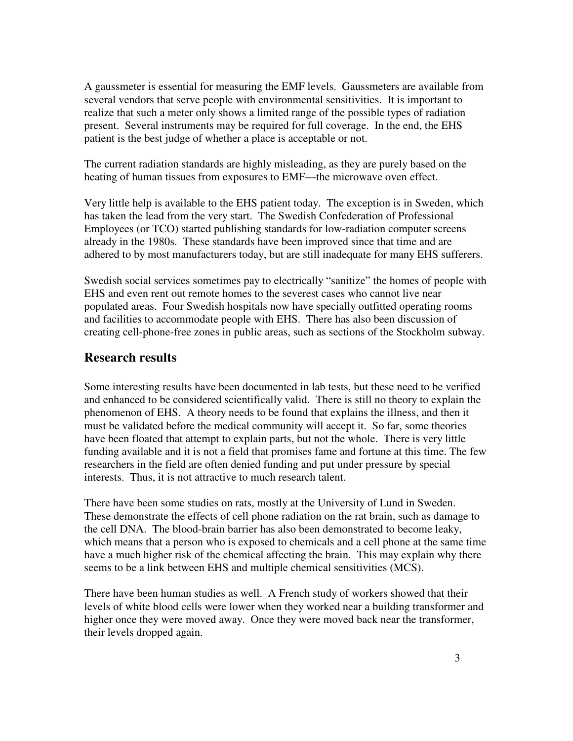A gaussmeter is essential for measuring the EMF levels. Gaussmeters are available from several vendors that serve people with environmental sensitivities. It is important to realize that such a meter only shows a limited range of the possible types of radiation present. Several instruments may be required for full coverage. In the end, the EHS patient is the best judge of whether a place is acceptable or not.

The current radiation standards are highly misleading, as they are purely based on the heating of human tissues from exposures to EMF—the microwave oven effect.

Very little help is available to the EHS patient today. The exception is in Sweden, which has taken the lead from the very start. The Swedish Confederation of Professional Employees (or TCO) started publishing standards for low-radiation computer screens already in the 1980s. These standards have been improved since that time and are adhered to by most manufacturers today, but are still inadequate for many EHS sufferers.

Swedish social services sometimes pay to electrically "sanitize" the homes of people with EHS and even rent out remote homes to the severest cases who cannot live near populated areas. Four Swedish hospitals now have specially outfitted operating rooms and facilities to accommodate people with EHS. There has also been discussion of creating cell-phone-free zones in public areas, such as sections of the Stockholm subway.

## Research results

Some interesting results have been documented in lab tests, but these need to be verified and enhanced to be considered scientifically valid. There is still no theory to explain the phenomenon of EHS. A theory needs to be found that explains the illness, and then it must be validated before the medical community will accept it. So far, some theories have been floated that attempt to explain parts, but not the whole. There is very little funding available and it is not a field that promises fame and fortune at this time. The few researchers in the field are often denied funding and put under pressure by special interests. Thus, it is not attractive to much research talent.

There have been some studies on rats, mostly at the University of Lund in Sweden. These demonstrate the effects of cell phone radiation on the rat brain, such as damage to the cell DNA. The blood-brain barrier has also been demonstrated to become leaky, which means that a person who is exposed to chemicals and a cell phone at the same time have a much higher risk of the chemical affecting the brain. This may explain why there seems to be a link between EHS and multiple chemical sensitivities (MCS).

There have been human studies as well. A French study of workers showed that their levels of white blood cells were lower when they worked near a building transformer and higher once they were moved away. Once they were moved back near the transformer, their levels dropped again.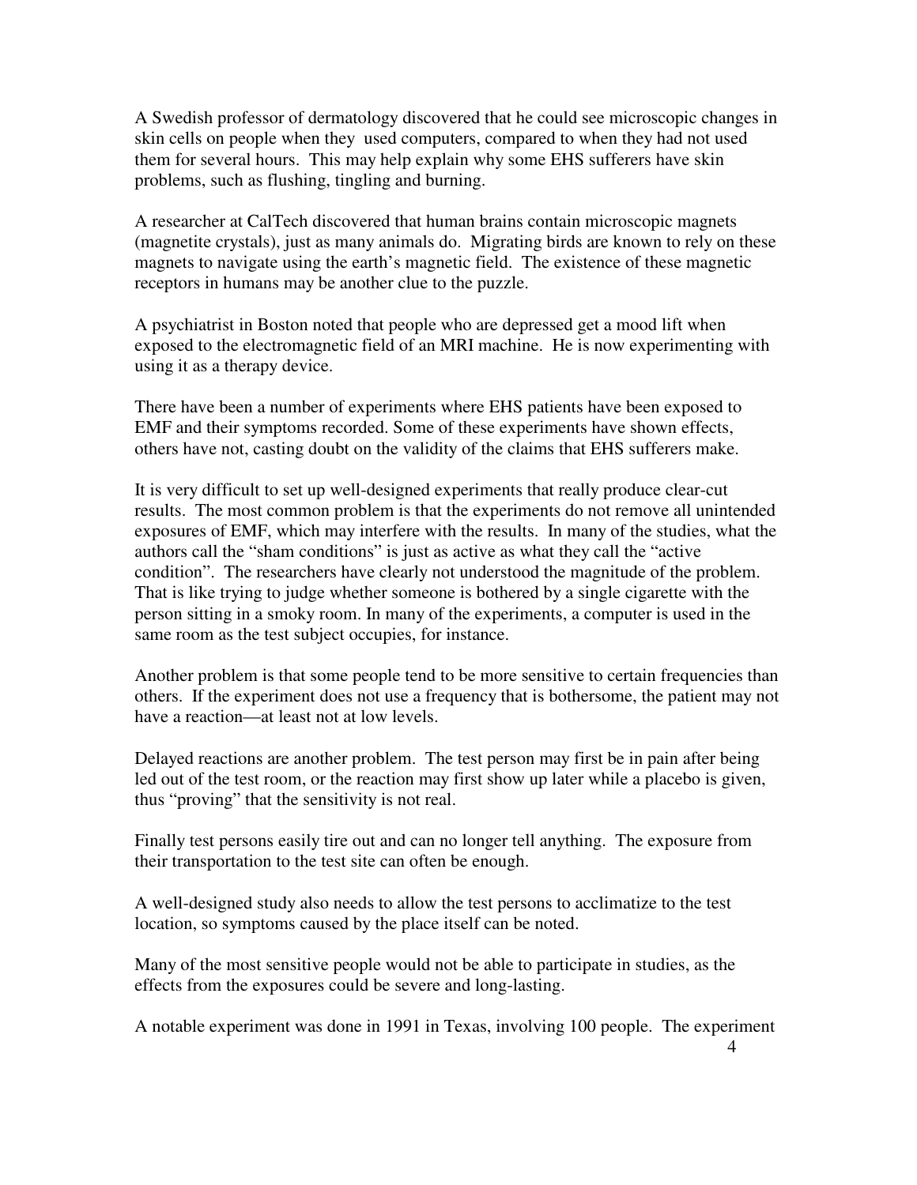A Swedish professor of dermatology discovered that he could see microscopic changes in skin cells on people when they used computers, compared to when they had not used them for several hours. This may help explain why some EHS sufferers have skin problems, such as flushing, tingling and burning.

A researcher at CalTech discovered that human brains contain microscopic magnets (magnetite crystals), just as many animals do. Migrating birds are known to rely on these magnets to navigate using the earth's magnetic field. The existence of these magnetic receptors in humans may be another clue to the puzzle.

A psychiatrist in Boston noted that people who are depressed get a mood lift when exposed to the electromagnetic field of an MRI machine. He is now experimenting with using it as a therapy device.

There have been a number of experiments where EHS patients have been exposed to EMF and their symptoms recorded. Some of these experiments have shown effects, others have not, casting doubt on the validity of the claims that EHS sufferers make.

It is very difficult to set up well-designed experiments that really produce clear-cut results. The most common problem is that the experiments do not remove all unintended exposures of EMF, which may interfere with the results. In many of the studies, what the authors call the "sham conditions" is just as active as what they call the "active condition". The researchers have clearly not understood the magnitude of the problem. That is like trying to judge whether someone is bothered by a single cigarette with the person sitting in a smoky room. In many of the experiments, a computer is used in the same room as the test subject occupies, for instance.

Another problem is that some people tend to be more sensitive to certain frequencies than others. If the experiment does not use a frequency that is bothersome, the patient may not have a reaction—at least not at low levels.

Delayed reactions are another problem. The test person may first be in pain after being led out of the test room, or the reaction may first show up later while a placebo is given, thus "proving" that the sensitivity is not real.

Finally test persons easily tire out and can no longer tell anything. The exposure from their transportation to the test site can often be enough.

A well-designed study also needs to allow the test persons to acclimatize to the test location, so symptoms caused by the place itself can be noted.

Many of the most sensitive people would not be able to participate in studies, as the effects from the exposures could be severe and long-lasting.

A notable experiment was done in 1991 in Texas, involving 100 people. The experiment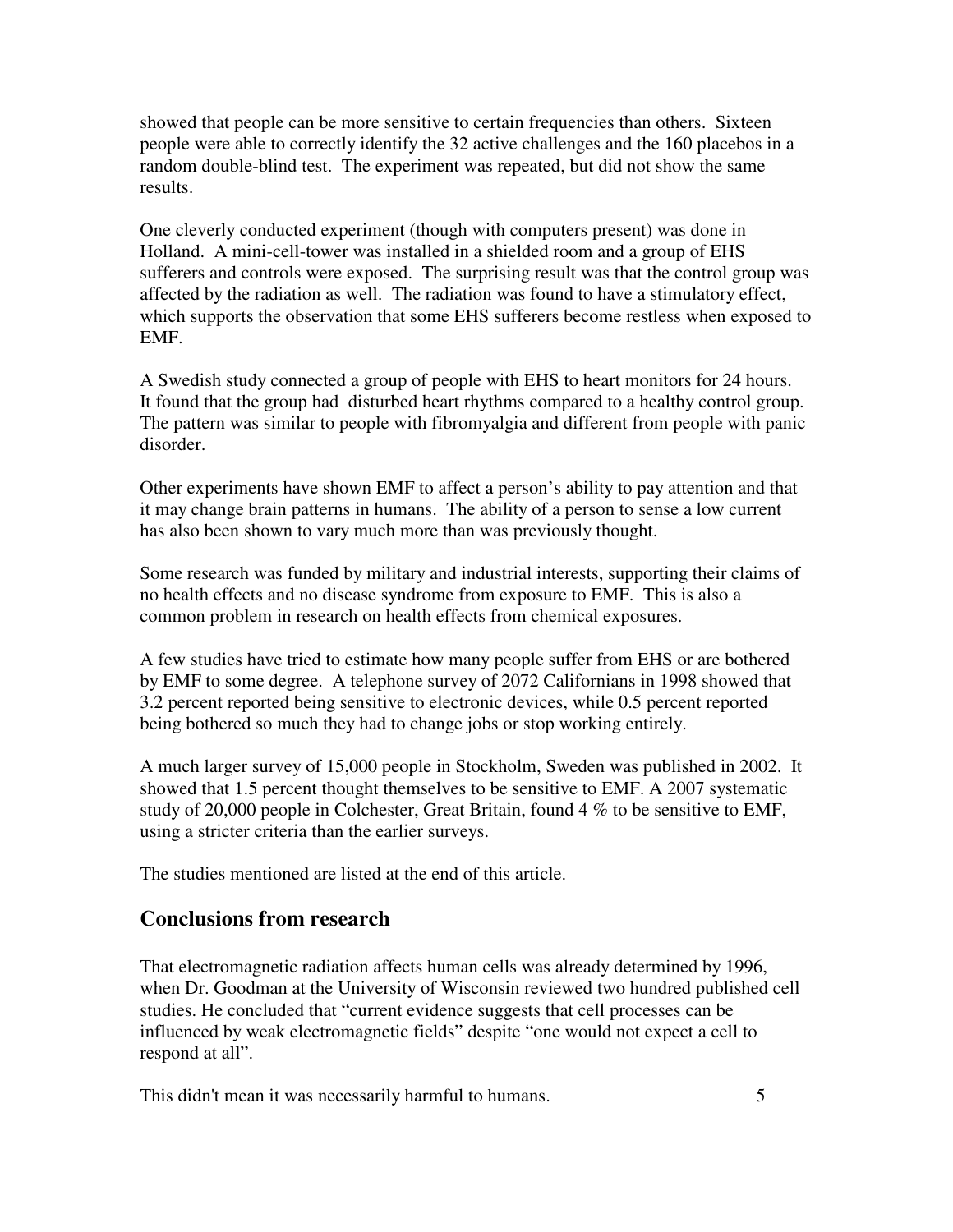showed that people can be more sensitive to certain frequencies than others. Sixteen people were able to correctly identify the 32 active challenges and the 160 placebos in a random double-blind test. The experiment was repeated, but did not show the same results.

One cleverly conducted experiment (though with computers present) was done in Holland. A mini-cell-tower was installed in a shielded room and a group of EHS sufferers and controls were exposed. The surprising result was that the control group was affected by the radiation as well. The radiation was found to have a stimulatory effect, which supports the observation that some EHS sufferers become restless when exposed to EMF.

A Swedish study connected a group of people with EHS to heart monitors for 24 hours. It found that the group had disturbed heart rhythms compared to a healthy control group. The pattern was similar to people with fibromyalgia and different from people with panic disorder.

Other experiments have shown EMF to affect a person's ability to pay attention and that it may change brain patterns in humans. The ability of a person to sense a low current has also been shown to vary much more than was previously thought.

Some research was funded by military and industrial interests, supporting their claims of no health effects and no disease syndrome from exposure to EMF. This is also a common problem in research on health effects from chemical exposures.

A few studies have tried to estimate how many people suffer from EHS or are bothered by EMF to some degree. A telephone survey of 2072 Californians in 1998 showed that 3.2 percent reported being sensitive to electronic devices, while 0.5 percent reported being bothered so much they had to change jobs or stop working entirely.

A much larger survey of 15,000 people in Stockholm, Sweden was published in 2002. It showed that 1.5 percent thought themselves to be sensitive to EMF. A 2007 systematic study of 20,000 people in Colchester, Great Britain, found 4 % to be sensitive to EMF, using a stricter criteria than the earlier surveys.

The studies mentioned are listed at the end of this article.

## Conclusions from research

That electromagnetic radiation affects human cells was already determined by 1996, when Dr. Goodman at the University of Wisconsin reviewed two hundred published cell studies. He concluded that "current evidence suggests that cell processes can be influenced by weak electromagnetic fields" despite "one would not expect a cell to respond at all".

This didn't mean it was necessarily harmful to humans.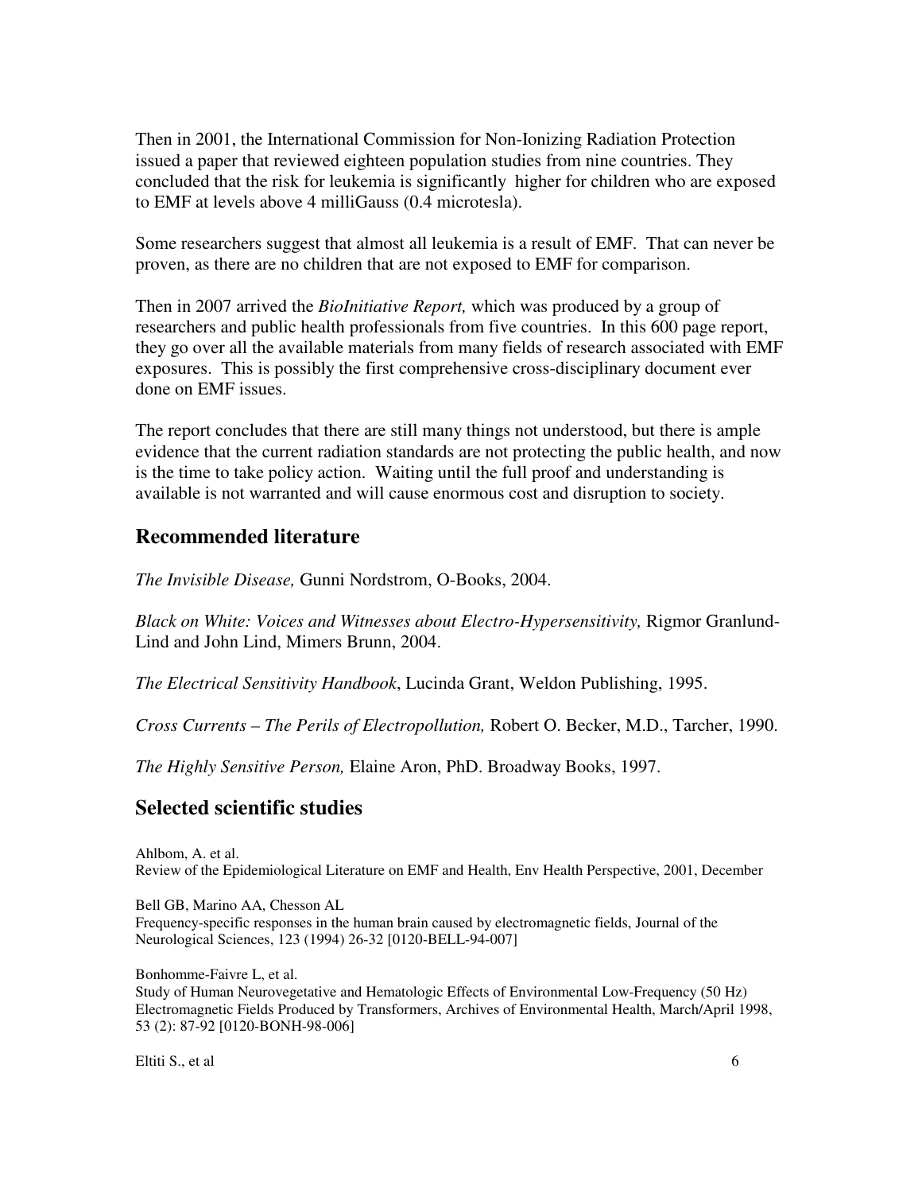Then in 2001, the International Commission for Non-Ionizing Radiation Protection issued a paper that reviewed eighteen population studies from nine countries. They concluded that the risk for leukemia is significantly higher for children who are exposed to EMF at levels above 4 milliGauss (0.4 microtesla).

Some researchers suggest that almost all leukemia is a result of EMF. That can never be proven, as there are no children that are not exposed to EMF for comparison.

Then in 2007 arrived the *BioInitiative Report,* which was produced by a group of researchers and public health professionals from five countries. In this 600 page report, they go over all the available materials from many fields of research associated with EMF exposures. This is possibly the first comprehensive cross-disciplinary document ever done on EMF issues.

The report concludes that there are still many things not understood, but there is ample evidence that the current radiation standards are not protecting the public health, and now is the time to take policy action. Waiting until the full proof and understanding is available is not warranted and will cause enormous cost and disruption to society.

## Recommended literature

*The Invisible Disease,* Gunni Nordstrom, O-Books, 2004.

*Black on White: Voices and Witnesses about Electro-Hypersensitivity,* Rigmor Granlund-Lind and John Lind, Mimers Brunn, 2004.

*The Electrical Sensitivity Handbook*, Lucinda Grant, Weldon Publishing, 1995.

*Cross Currents – The Perils of Electropollution,* Robert O. Becker, M.D., Tarcher, 1990.

*The Highly Sensitive Person,* Elaine Aron, PhD. Broadway Books, 1997.

## Selected scientific studies

Ahlbom, A. et al.
Review of the Epidemiological Literature on EMF and Health, Env Health Perspective, 2001, December

Bell GB, Marino AA, Chesson AL
Frequency-specific responses in the human brain caused by electromagnetic fields, Journal of the Neurological Sciences, 123 (1994) 26-32 [0120-BELL-94-007]

Bonhomme-Faivre L, et al.
Study of Human Neurovegetative and Hematologic Effects of Environmental Low-Frequency (50 Hz) Electromagnetic Fields Produced by Transformers, Archives of Environmental Health, March/April 1998, 53 (2): 87-92 [0120-BONH-98-006]

Eltiti S., et al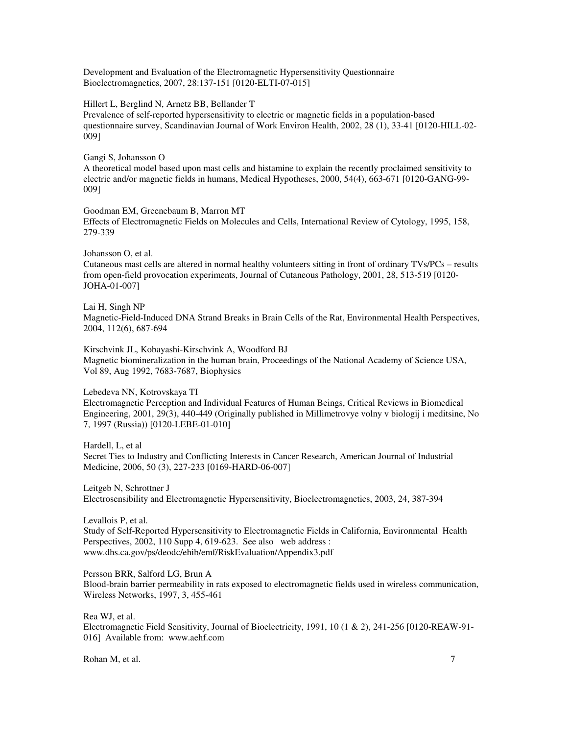Development and Evaluation of the Electromagnetic Hypersensitivity Questionnaire
Bioelectromagnetics, 2007, 28:137-151 [0120-ELTI-07-015]

Hillert L, Berglind N, Arnetz BB, Bellander T
Prevalence of self-reported hypersensitivity to electric or magnetic fields in a population-based questionnaire survey, Scandinavian Journal of Work Environ Health, 2002, 28 (1), 33-41 [0120-HILL-02-009]

Gangi S, Johansson O
A theoretical model based upon mast cells and histamine to explain the recently proclaimed sensitivity to electric and/or magnetic fields in humans, Medical Hypotheses, 2000, 54(4), 663-671 [0120-GANG-99-009]

Goodman EM, Greenebaum B, Marron MT
Effects of Electromagnetic Fields on Molecules and Cells, International Review of Cytology, 1995, 158, 279-339

Johansson O, et al.
Cutaneous mast cells are altered in normal healthy volunteers sitting in front of ordinary TVs/PCs – results from open-field provocation experiments, Journal of Cutaneous Pathology, 2001, 28, 513-519 [0120-JOHA-01-007]

Lai H, Singh NP
Magnetic-Field-Induced DNA Strand Breaks in Brain Cells of the Rat, Environmental Health Perspectives, 2004, 112(6), 687-694

Kirschvink JL, Kobayashi-Kirschvink A, Woodford BJ
Magnetic biomineralization in the human brain, Proceedings of the National Academy of Science USA, Vol 89, Aug 1992, 7683-7687, Biophysics

Lebedeva NN, Kotrovskaya TI
Electromagnetic Perception and Individual Features of Human Beings, Critical Reviews in Biomedical Engineering, 2001, 29(3), 440-449 (Originally published in Millimetrovye volny v biologij i meditsine, No 7, 1997 (Russia)) [0120-LEBE-01-010]

Hardell, L, et al
Secret Ties to Industry and Conflicting Interests in Cancer Research, American Journal of Industrial Medicine, 2006, 50 (3), 227-233 [0169-HARD-06-007]

Leitgeb N, Schrottner J
Electrosensibility and Electromagnetic Hypersensitivity, Bioelectromagnetics, 2003, 24, 387-394

Levallois P, et al.
Study of Self-Reported Hypersensitivity to Electromagnetic Fields in California, Environmental Health Perspectives, 2002, 110 Supp 4, 619-623. See also web address : www.dhs.ca.gov/ps/deodc/ehib/emf/RiskEvaluation/Appendix3.pdf

Persson BRR, Salford LG, Brun A
Blood-brain barrier permeability in rats exposed to electromagnetic fields used in wireless communication, Wireless Networks, 1997, 3, 455-461

Rea WJ, et al.
Electromagnetic Field Sensitivity, Journal of Bioelectricity, 1991, 10 (1 & 2), 241-256 [0120-REAW-91-016] Available from: www.aehf.com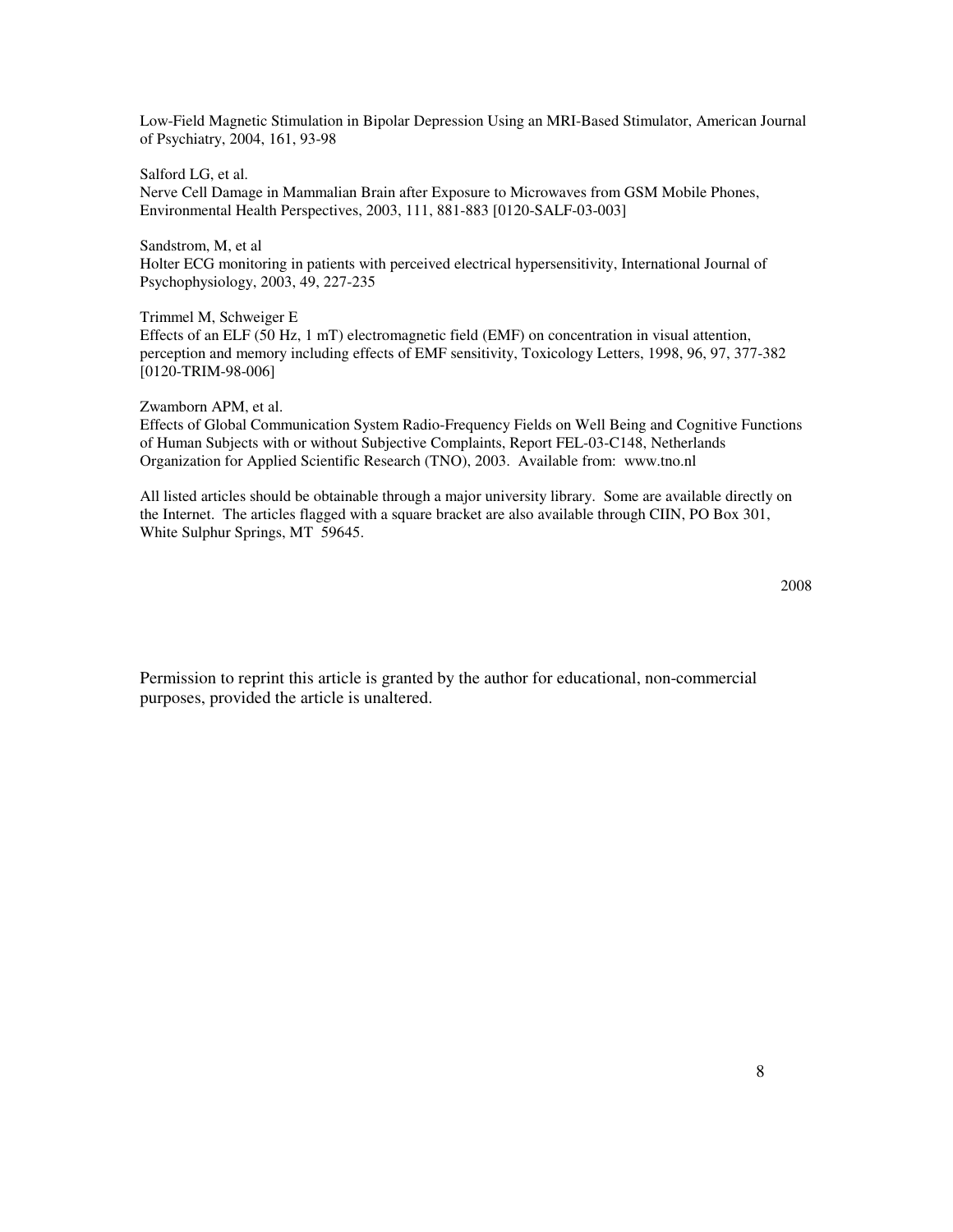Low-Field Magnetic Stimulation in Bipolar Depression Using an MRI-Based Stimulator, American Journal of Psychiatry, 2004, 161, 93-98

Salford LG, et al.
Nerve Cell Damage in Mammalian Brain after Exposure to Microwaves from GSM Mobile Phones, Environmental Health Perspectives, 2003, 111, 881-883 [0120-SALF-03-003]

Sandstrom, M, et al
Holter ECG monitoring in patients with perceived electrical hypersensitivity, International Journal of Psychophysiology, 2003, 49, 227-235

Trimmel M, Schweiger E
Effects of an ELF (50 Hz, 1 mT) electromagnetic field (EMF) on concentration in visual attention, perception and memory including effects of EMF sensitivity, Toxicology Letters, 1998, 96, 97, 377-382 [0120-TRIM-98-006]

Zwamborn APM, et al.
Effects of Global Communication System Radio-Frequency Fields on Well Being and Cognitive Functions of Human Subjects with or without Subjective Complaints, Report FEL-03-C148, Netherlands Organization for Applied Scientific Research (TNO), 2003. Available from: www.tno.nl

All listed articles should be obtainable through a major university library. Some are available directly on the Internet. The articles flagged with a square bracket are also available through CIIN, PO Box 301, White Sulphur Springs, MT 59645.

2008

Permission to reprint this article is granted by the author for educational, non-commercial purposes, provided the article is unaltered.